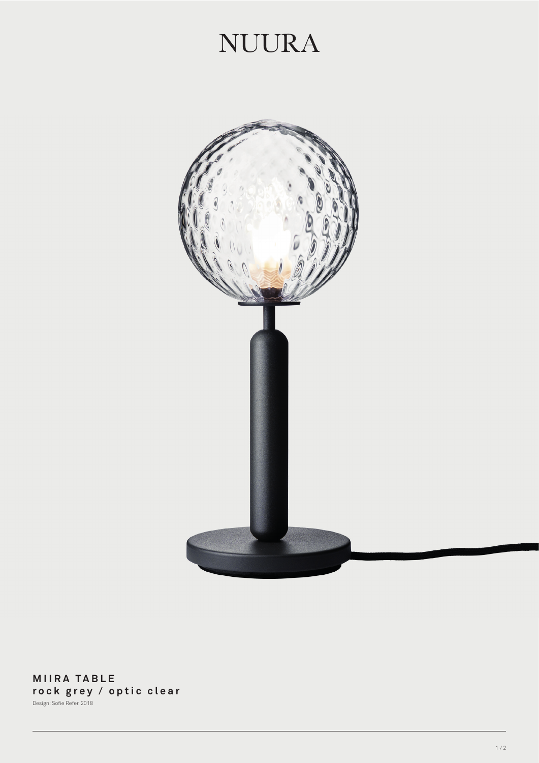NUURA

**MIIRA TABLE**
**rock grey / optic clear**

Design: Sofie Refer, 2018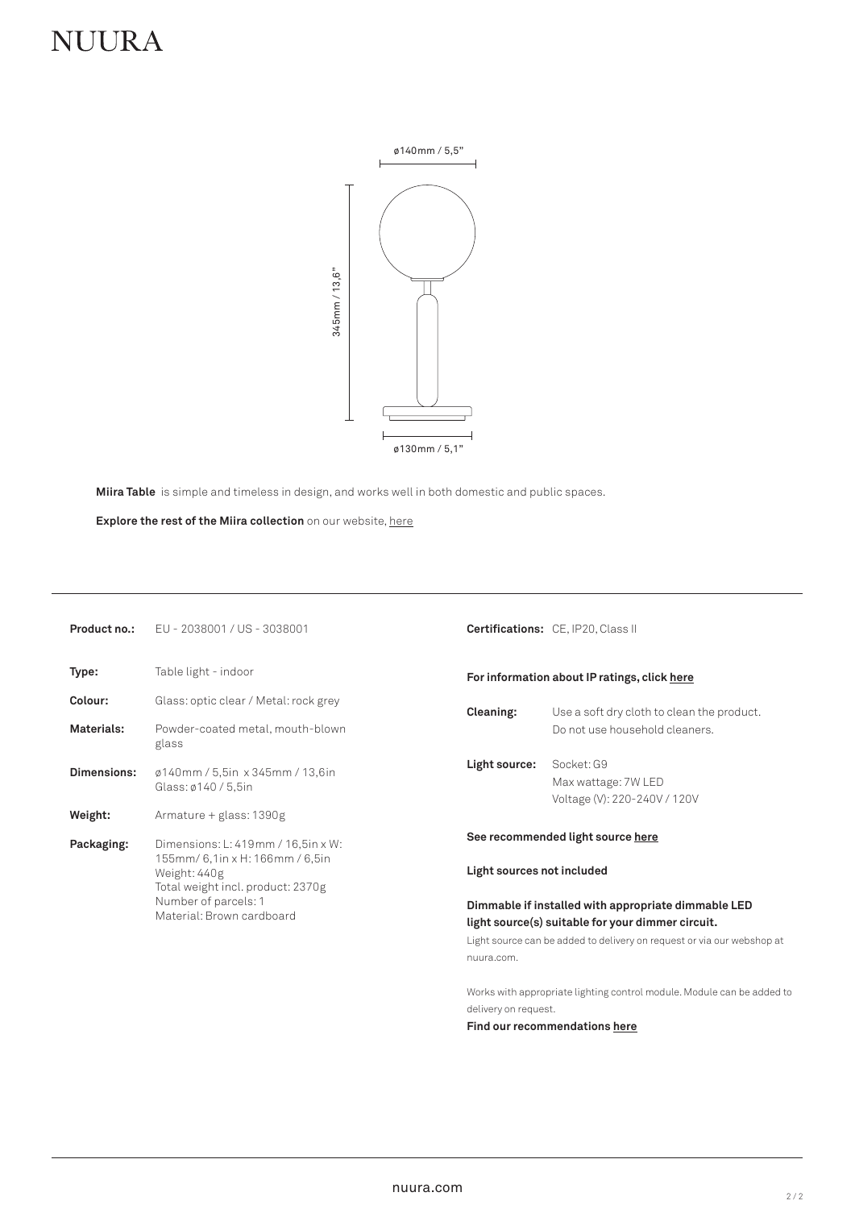# NUURA

ø140mm / 5,5"

345mm / 13,6"

ø130mm / 5,1"

**Miira Table** is simple and timeless in design, and works well in both domestic and public spaces.

**Explore the rest of the Miira collection** on our website, here

| | |
|---|---|
| **Product no.:** | EU - 2038001 / US - 3038001 |
| **Type:** | Table light - indoor |
| **Colour:** | Glass: optic clear / Metal: rock grey |
| **Materials:** | Powder-coated metal, mouth-blown glass |
| **Dimensions:** | ø140mm / 5,5in x 345mm / 13,6in<br>Glass: ø140 / 5,5in |
| **Weight:** | Armature + glass: 1390g |
| **Packaging:** | Dimensions: L: 419mm / 16,5in x W: 155mm/ 6,1in x H: 166mm / 6,5in<br>Weight: 440g<br>Total weight incl. product: 2370g<br>Number of parcels: 1<br>Material: Brown cardboard |

**Certifications:** CE, IP20, Class II

**For information about IP ratings, click here**

| | |
|---|---|
| **Cleaning:** | Use a soft dry cloth to clean the product.<br>Do not use household cleaners. |
| **Light source:** | Socket: G9<br>Max wattage: 7W LED<br>Voltage (V): 220-240V / 120V |

**See recommended light source here**

**Light sources not included**

**Dimmable if installed with appropriate dimmable LED light source(s) suitable for your dimmer circuit.**

Light source can be added to delivery on request or via our webshop at nuura.com.

Works with appropriate lighting control module. Module can be added to delivery on request.

**Find our recommendations here**

nuura.com